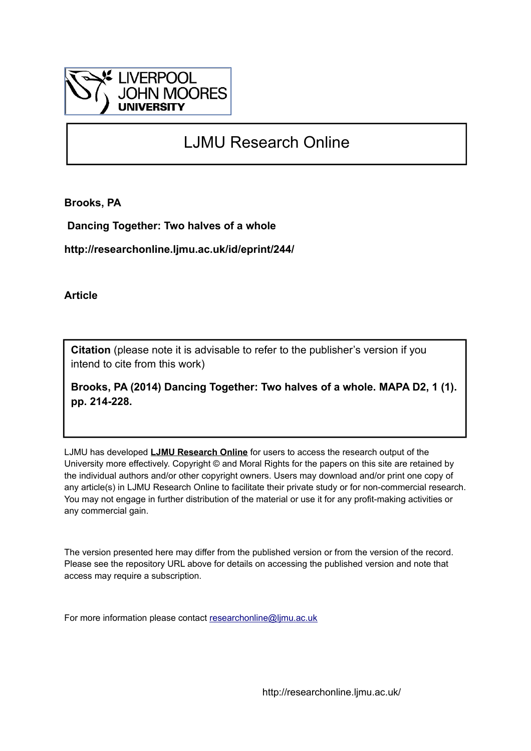LIVERPOOL JOHN MOORES UNIVERSITY

# LJMU Research Online

**Brooks, PA**

**Dancing Together: Two halves of a whole**

**http://researchonline.ljmu.ac.uk/id/eprint/244/**

**Article**

**Citation** (please note it is advisable to refer to the publisher's version if you intend to cite from this work)

**Brooks, PA (2014) Dancing Together: Two halves of a whole. MAPA D2, 1 (1). pp. 214-228.**

LJMU has developed **LJMU Research Online** for users to access the research output of the University more effectively. Copyright © and Moral Rights for the papers on this site are retained by the individual authors and/or other copyright owners. Users may download and/or print one copy of any article(s) in LJMU Research Online to facilitate their private study or for non-commercial research. You may not engage in further distribution of the material or use it for any profit-making activities or any commercial gain.

The version presented here may differ from the published version or from the version of the record. Please see the repository URL above for details on accessing the published version and note that access may require a subscription.

For more information please contact researchonline@ljmu.ac.uk

http://researchonline.ljmu.ac.uk/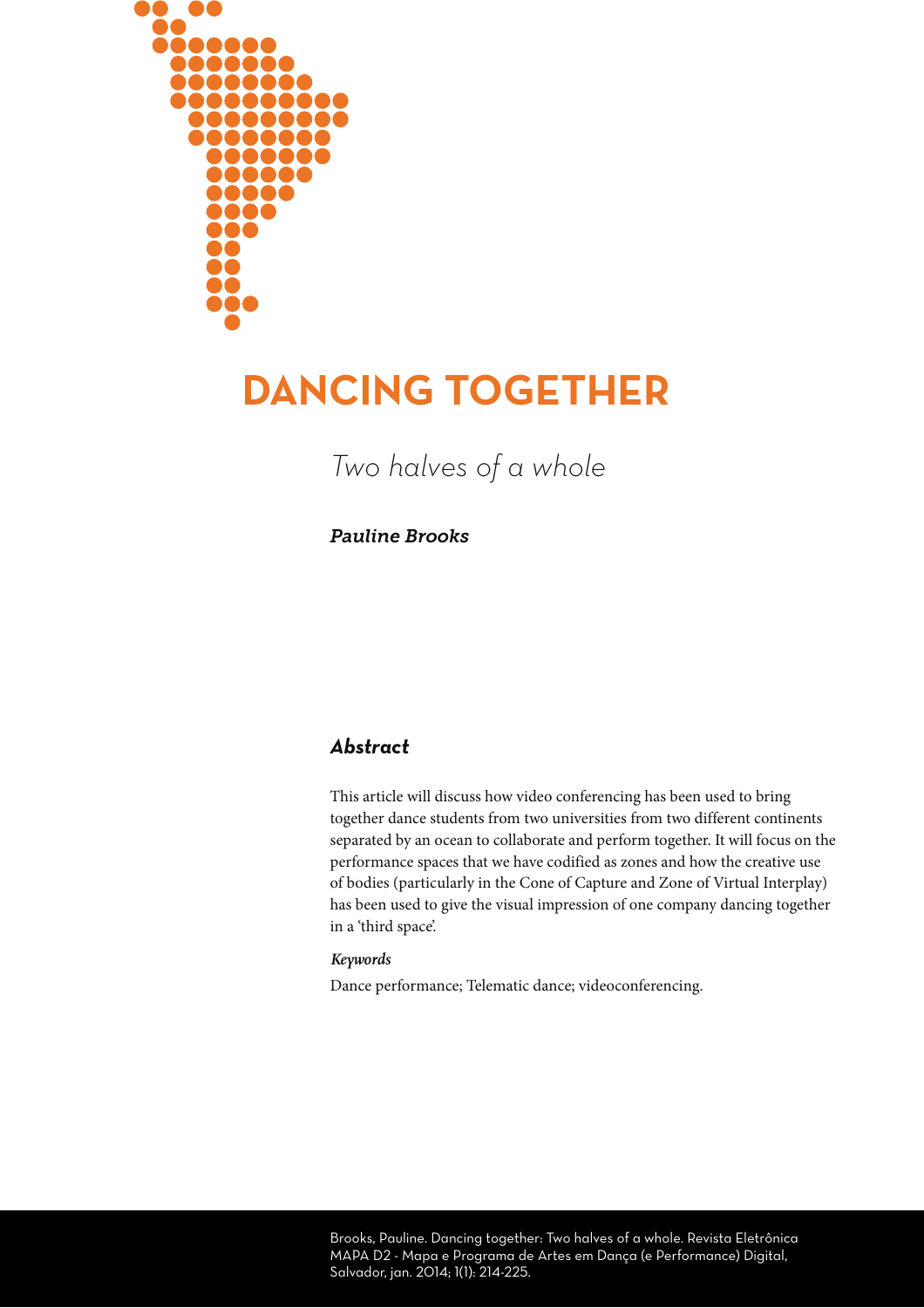# DANCING TOGETHER

*Two halves of a whole*

***Pauline Brooks***

## *Abstract*

This article will discuss how video conferencing has been used to bring together dance students from two universities from two different continents separated by an ocean to collaborate and perform together. It will focus on the performance spaces that we have codified as zones and how the creative use of bodies (particularly in the Cone of Capture and Zone of Virtual Interplay) has been used to give the visual impression of one company dancing together in a 'third space'.

***Keywords***

Dance performance; Telematic dance; videoconferencing.

Brooks, Pauline. Dancing together: Two halves of a whole. Revista Eletrônica MAPA D2 - Mapa e Programa de Artes em Dança (e Performance) Digital, Salvador, jan. 2014; 1(1): 214-225.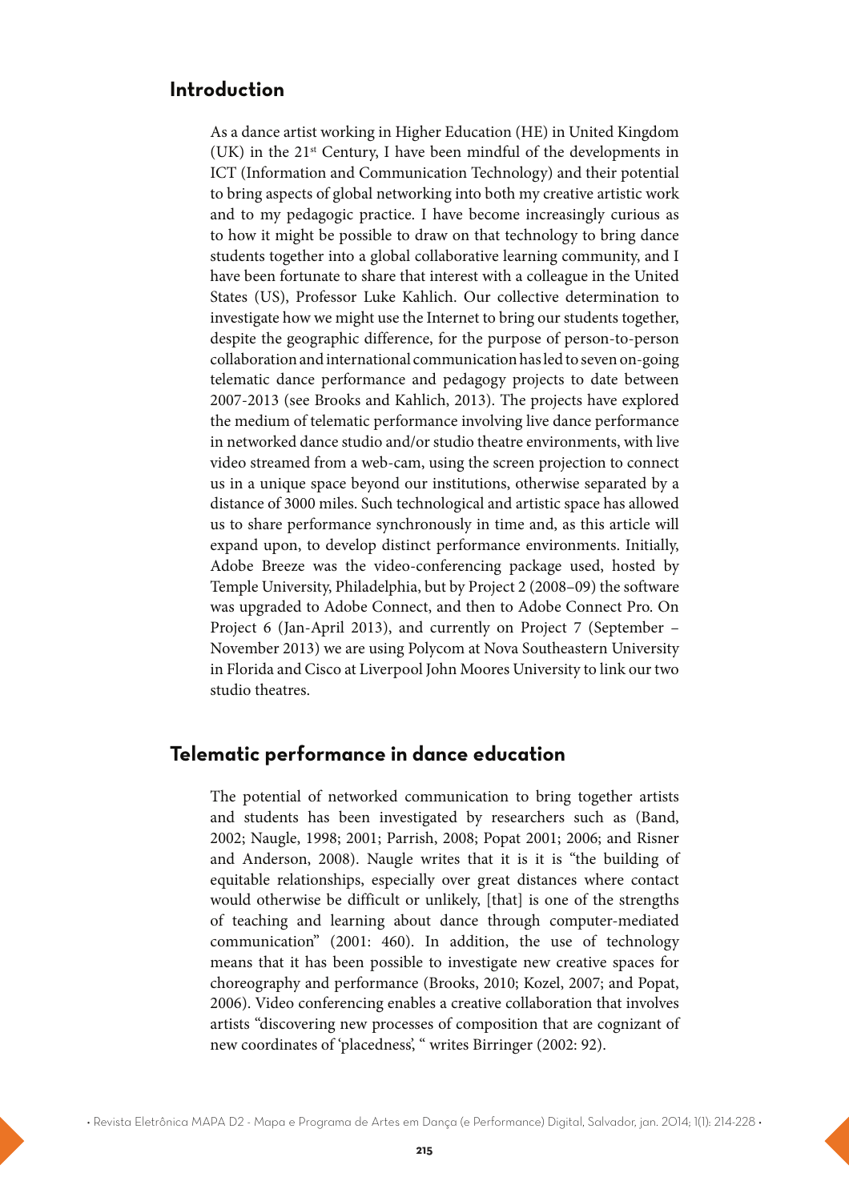## Introduction

As a dance artist working in Higher Education (HE) in United Kingdom (UK) in the 21st Century, I have been mindful of the developments in ICT (Information and Communication Technology) and their potential to bring aspects of global networking into both my creative artistic work and to my pedagogic practice. I have become increasingly curious as to how it might be possible to draw on that technology to bring dance students together into a global collaborative learning community, and I have been fortunate to share that interest with a colleague in the United States (US), Professor Luke Kahlich. Our collective determination to investigate how we might use the Internet to bring our students together, despite the geographic difference, for the purpose of person-to-person collaboration and international communication has led to seven on-going telematic dance performance and pedagogy projects to date between 2007-2013 (see Brooks and Kahlich, 2013). The projects have explored the medium of telematic performance involving live dance performance in networked dance studio and/or studio theatre environments, with live video streamed from a web-cam, using the screen projection to connect us in a unique space beyond our institutions, otherwise separated by a distance of 3000 miles. Such technological and artistic space has allowed us to share performance synchronously in time and, as this article will expand upon, to develop distinct performance environments. Initially, Adobe Breeze was the video-conferencing package used, hosted by Temple University, Philadelphia, but by Project 2 (2008–09) the software was upgraded to Adobe Connect, and then to Adobe Connect Pro. On Project 6 (Jan-April 2013), and currently on Project 7 (September – November 2013) we are using Polycom at Nova Southeastern University in Florida and Cisco at Liverpool John Moores University to link our two studio theatres.

## Telematic performance in dance education

The potential of networked communication to bring together artists and students has been investigated by researchers such as (Band, 2002; Naugle, 1998; 2001; Parrish, 2008; Popat 2001; 2006; and Risner and Anderson, 2008). Naugle writes that it is it is "the building of equitable relationships, especially over great distances where contact would otherwise be difficult or unlikely, [that] is one of the strengths of teaching and learning about dance through computer-mediated communication" (2001: 460). In addition, the use of technology means that it has been possible to investigate new creative spaces for choreography and performance (Brooks, 2010; Kozel, 2007; and Popat, 2006). Video conferencing enables a creative collaboration that involves artists "discovering new processes of composition that are cognizant of new coordinates of 'placedness', " writes Birringer (2002: 92).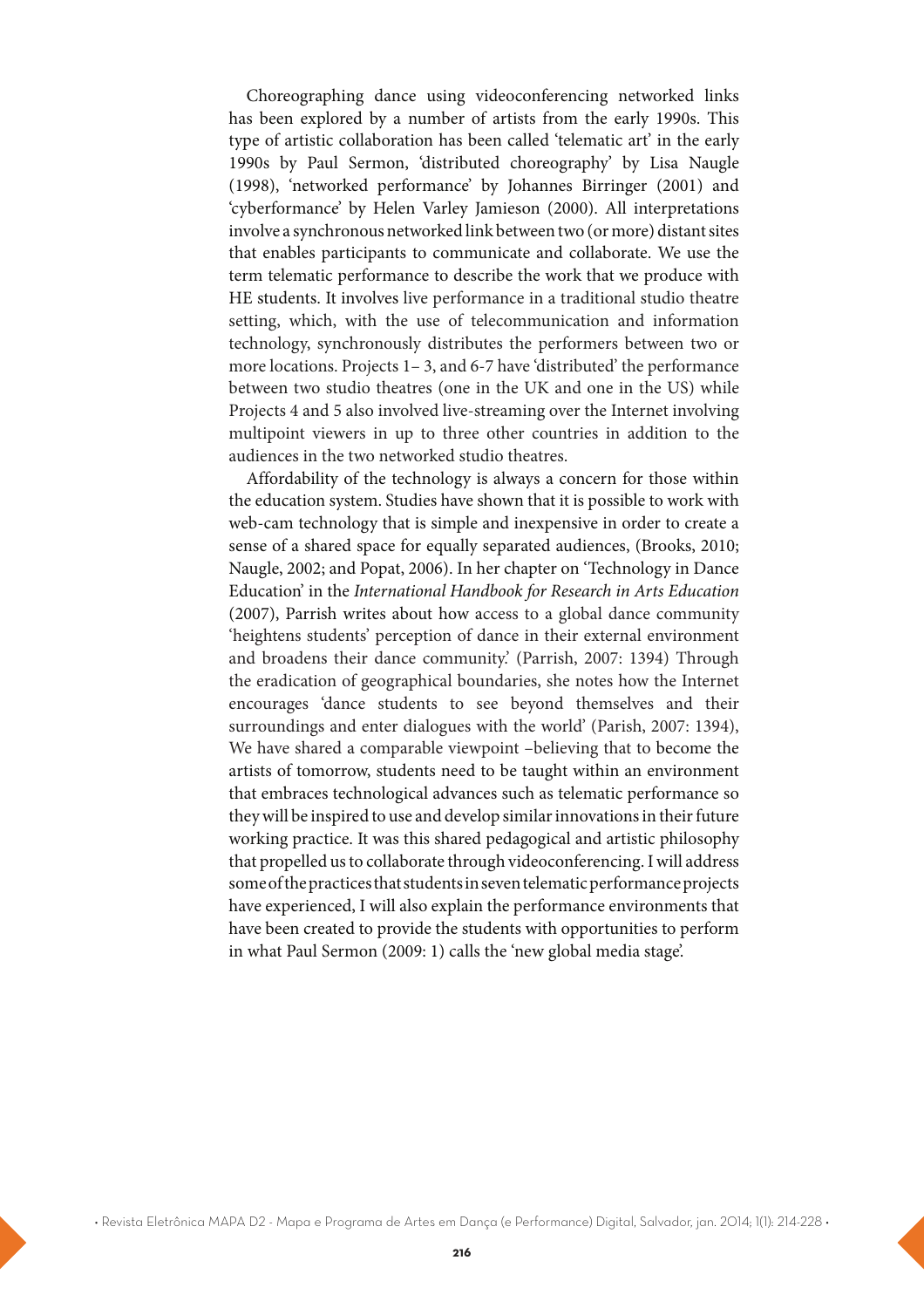Choreographing dance using videoconferencing networked links has been explored by a number of artists from the early 1990s. This type of artistic collaboration has been called 'telematic art' in the early 1990s by Paul Sermon, 'distributed choreography' by Lisa Naugle (1998), 'networked performance' by Johannes Birringer (2001) and 'cyberformance' by Helen Varley Jamieson (2000). All interpretations involve a synchronous networked link between two (or more) distant sites that enables participants to communicate and collaborate. We use the term telematic performance to describe the work that we produce with HE students. It involves live performance in a traditional studio theatre setting, which, with the use of telecommunication and information technology, synchronously distributes the performers between two or more locations. Projects 1– 3, and 6-7 have 'distributed' the performance between two studio theatres (one in the UK and one in the US) while Projects 4 and 5 also involved live-streaming over the Internet involving multipoint viewers in up to three other countries in addition to the audiences in the two networked studio theatres.

Affordability of the technology is always a concern for those within the education system. Studies have shown that it is possible to work with web-cam technology that is simple and inexpensive in order to create a sense of a shared space for equally separated audiences, (Brooks, 2010; Naugle, 2002; and Popat, 2006). In her chapter on 'Technology in Dance Education' in the *International Handbook for Research in Arts Education* (2007), Parrish writes about how access to a global dance community 'heightens students' perception of dance in their external environment and broadens their dance community.' (Parrish, 2007: 1394) Through the eradication of geographical boundaries, she notes how the Internet encourages 'dance students to see beyond themselves and their surroundings and enter dialogues with the world' (Parish, 2007: 1394), We have shared a comparable viewpoint –believing that to become the artists of tomorrow, students need to be taught within an environment that embraces technological advances such as telematic performance so they will be inspired to use and develop similar innovations in their future working practice. It was this shared pedagogical and artistic philosophy that propelled us to collaborate through videoconferencing. I will address some of the practices that students in seven telematic performance projects have experienced, I will also explain the performance environments that have been created to provide the students with opportunities to perform in what Paul Sermon (2009: 1) calls the 'new global media stage'.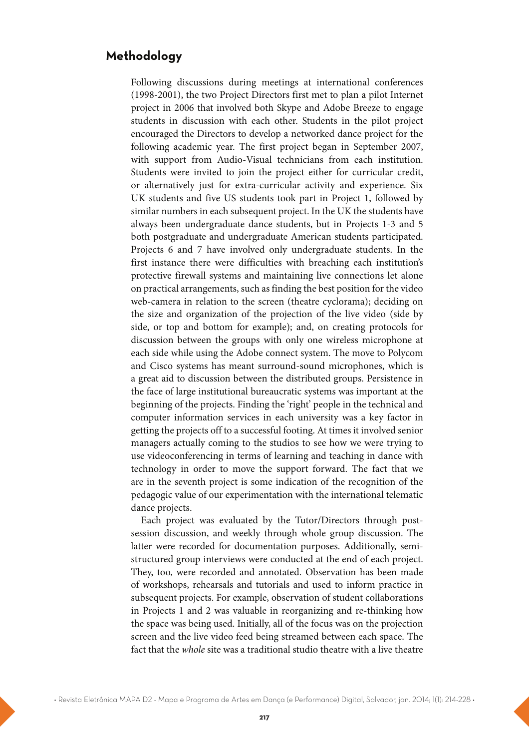## Methodology

Following discussions during meetings at international conferences (1998-2001), the two Project Directors first met to plan a pilot Internet project in 2006 that involved both Skype and Adobe Breeze to engage students in discussion with each other. Students in the pilot project encouraged the Directors to develop a networked dance project for the following academic year. The first project began in September 2007, with support from Audio-Visual technicians from each institution. Students were invited to join the project either for curricular credit, or alternatively just for extra-curricular activity and experience. Six UK students and five US students took part in Project 1, followed by similar numbers in each subsequent project. In the UK the students have always been undergraduate dance students, but in Projects 1-3 and 5 both postgraduate and undergraduate American students participated. Projects 6 and 7 have involved only undergraduate students. In the first instance there were difficulties with breaching each institution's protective firewall systems and maintaining live connections let alone on practical arrangements, such as finding the best position for the video web-camera in relation to the screen (theatre cyclorama); deciding on the size and organization of the projection of the live video (side by side, or top and bottom for example); and, on creating protocols for discussion between the groups with only one wireless microphone at each side while using the Adobe connect system. The move to Polycom and Cisco systems has meant surround-sound microphones, which is a great aid to discussion between the distributed groups. Persistence in the face of large institutional bureaucratic systems was important at the beginning of the projects. Finding the 'right' people in the technical and computer information services in each university was a key factor in getting the projects off to a successful footing. At times it involved senior managers actually coming to the studios to see how we were trying to use videoconferencing in terms of learning and teaching in dance with technology in order to move the support forward. The fact that we are in the seventh project is some indication of the recognition of the pedagogic value of our experimentation with the international telematic dance projects.

Each project was evaluated by the Tutor/Directors through post-session discussion, and weekly through whole group discussion. The latter were recorded for documentation purposes. Additionally, semi-structured group interviews were conducted at the end of each project. They, too, were recorded and annotated. Observation has been made of workshops, rehearsals and tutorials and used to inform practice in subsequent projects. For example, observation of student collaborations in Projects 1 and 2 was valuable in reorganizing and re-thinking how the space was being used. Initially, all of the focus was on the projection screen and the live video feed being streamed between each space. The fact that the *whole* site was a traditional studio theatre with a live theatre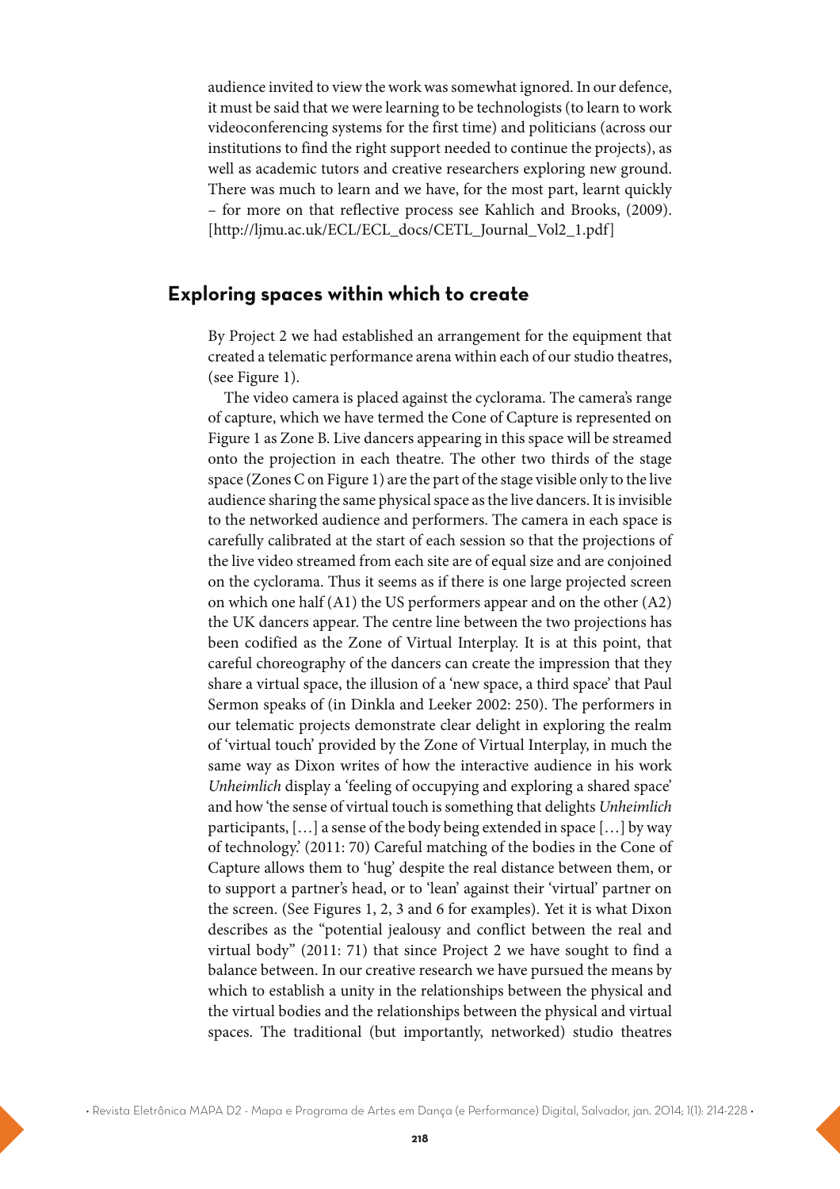audience invited to view the work was somewhat ignored. In our defence, it must be said that we were learning to be technologists (to learn to work videoconferencing systems for the first time) and politicians (across our institutions to find the right support needed to continue the projects), as well as academic tutors and creative researchers exploring new ground. There was much to learn and we have, for the most part, learnt quickly – for more on that reflective process see Kahlich and Brooks, (2009). [http://ljmu.ac.uk/ECL/ECL_docs/CETL_Journal_Vol2_1.pdf]

## Exploring spaces within which to create

By Project 2 we had established an arrangement for the equipment that created a telematic performance arena within each of our studio theatres, (see Figure 1).

The video camera is placed against the cyclorama. The camera's range of capture, which we have termed the Cone of Capture is represented on Figure 1 as Zone B. Live dancers appearing in this space will be streamed onto the projection in each theatre. The other two thirds of the stage space (Zones C on Figure 1) are the part of the stage visible only to the live audience sharing the same physical space as the live dancers. It is invisible to the networked audience and performers. The camera in each space is carefully calibrated at the start of each session so that the projections of the live video streamed from each site are of equal size and are conjoined on the cyclorama. Thus it seems as if there is one large projected screen on which one half (A1) the US performers appear and on the other (A2) the UK dancers appear. The centre line between the two projections has been codified as the Zone of Virtual Interplay. It is at this point, that careful choreography of the dancers can create the impression that they share a virtual space, the illusion of a 'new space, a third space' that Paul Sermon speaks of (in Dinkla and Leeker 2002: 250). The performers in our telematic projects demonstrate clear delight in exploring the realm of 'virtual touch' provided by the Zone of Virtual Interplay, in much the same way as Dixon writes of how the interactive audience in his work *Unheimlich* display a 'feeling of occupying and exploring a shared space' and how 'the sense of virtual touch is something that delights *Unheimlich* participants, […] a sense of the body being extended in space […] by way of technology.' (2011: 70) Careful matching of the bodies in the Cone of Capture allows them to 'hug' despite the real distance between them, or to support a partner's head, or to 'lean' against their 'virtual' partner on the screen. (See Figures 1, 2, 3 and 6 for examples). Yet it is what Dixon describes as the "potential jealousy and conflict between the real and virtual body" (2011: 71) that since Project 2 we have sought to find a balance between. In our creative research we have pursued the means by which to establish a unity in the relationships between the physical and the virtual bodies and the relationships between the physical and virtual spaces. The traditional (but importantly, networked) studio theatres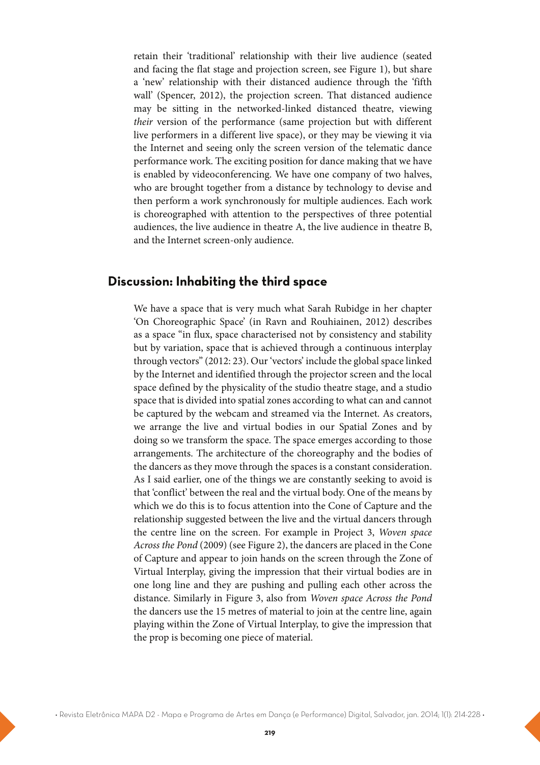retain their 'traditional' relationship with their live audience (seated and facing the flat stage and projection screen, see Figure 1), but share a 'new' relationship with their distanced audience through the 'fifth wall' (Spencer, 2012), the projection screen. That distanced audience may be sitting in the networked-linked distanced theatre, viewing *their* version of the performance (same projection but with different live performers in a different live space), or they may be viewing it via the Internet and seeing only the screen version of the telematic dance performance work. The exciting position for dance making that we have is enabled by videoconferencing. We have one company of two halves, who are brought together from a distance by technology to devise and then perform a work synchronously for multiple audiences. Each work is choreographed with attention to the perspectives of three potential audiences, the live audience in theatre A, the live audience in theatre B, and the Internet screen-only audience.

## Discussion: Inhabiting the third space

We have a space that is very much what Sarah Rubidge in her chapter 'On Choreographic Space' (in Ravn and Rouhiainen, 2012) describes as a space "in flux, space characterised not by consistency and stability but by variation, space that is achieved through a continuous interplay through vectors" (2012: 23). Our 'vectors' include the global space linked by the Internet and identified through the projector screen and the local space defined by the physicality of the studio theatre stage, and a studio space that is divided into spatial zones according to what can and cannot be captured by the webcam and streamed via the Internet. As creators, we arrange the live and virtual bodies in our Spatial Zones and by doing so we transform the space. The space emerges according to those arrangements. The architecture of the choreography and the bodies of the dancers as they move through the spaces is a constant consideration. As I said earlier, one of the things we are constantly seeking to avoid is that 'conflict' between the real and the virtual body. One of the means by which we do this is to focus attention into the Cone of Capture and the relationship suggested between the live and the virtual dancers through the centre line on the screen. For example in Project 3, *Woven space Across the Pond* (2009) (see Figure 2), the dancers are placed in the Cone of Capture and appear to join hands on the screen through the Zone of Virtual Interplay, giving the impression that their virtual bodies are in one long line and they are pushing and pulling each other across the distance. Similarly in Figure 3, also from *Woven space Across the Pond* the dancers use the 15 metres of material to join at the centre line, again playing within the Zone of Virtual Interplay, to give the impression that the prop is becoming one piece of material.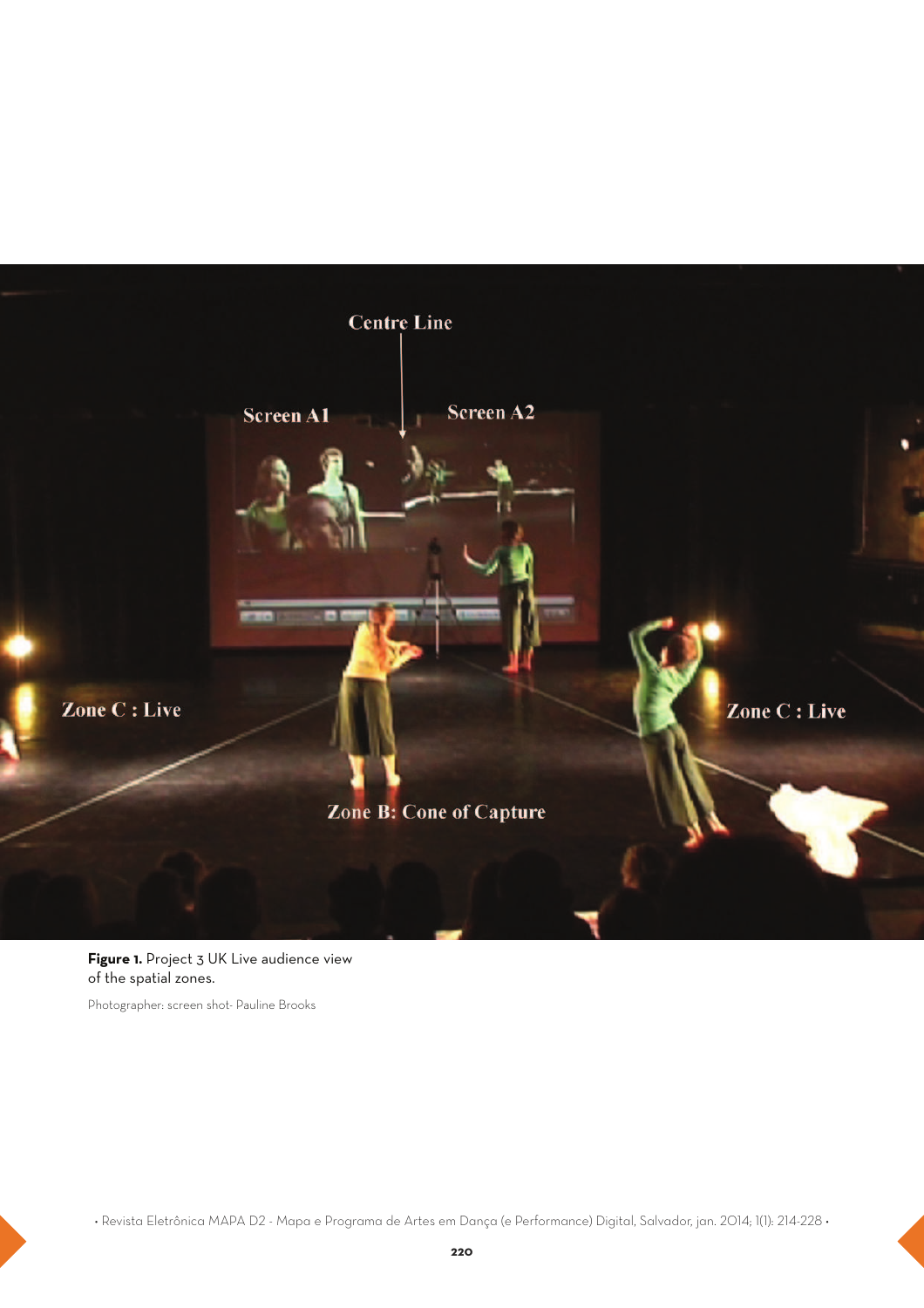**Figure 1.** Project 3 UK Live audience view of the spatial zones.

Photographer: screen shot- Pauline Brooks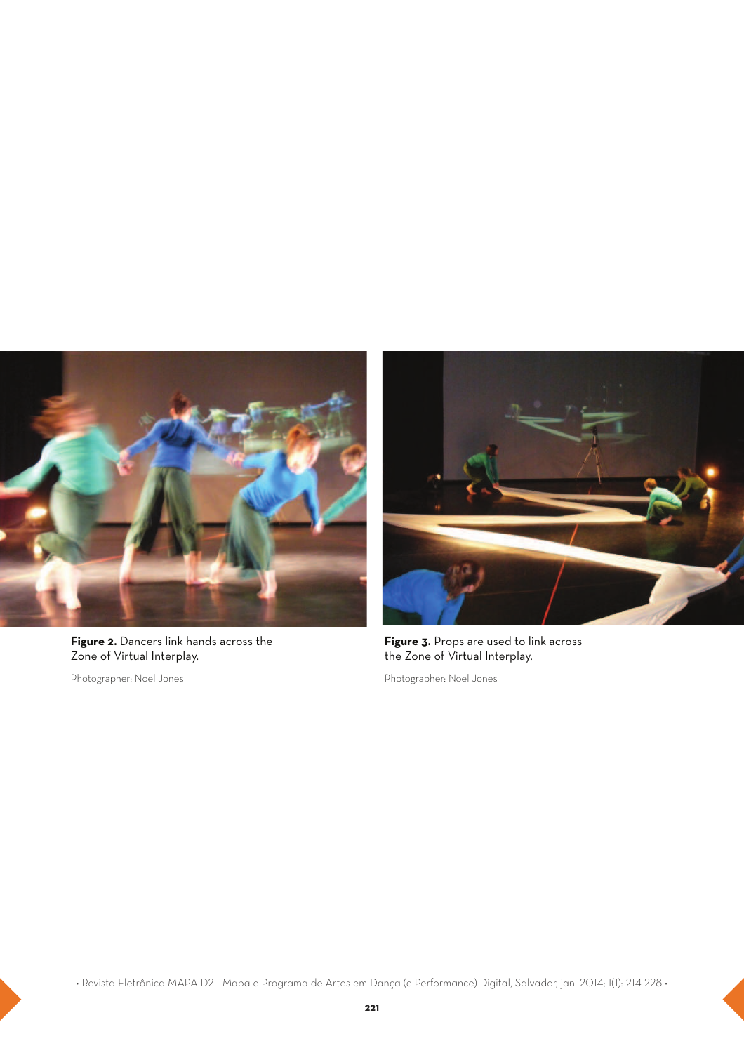**Figure 2.** Dancers link hands across the Zone of Virtual Interplay.

Photographer: Noel Jones

**Figure 3.** Props are used to link across the Zone of Virtual Interplay.

Photographer: Noel Jones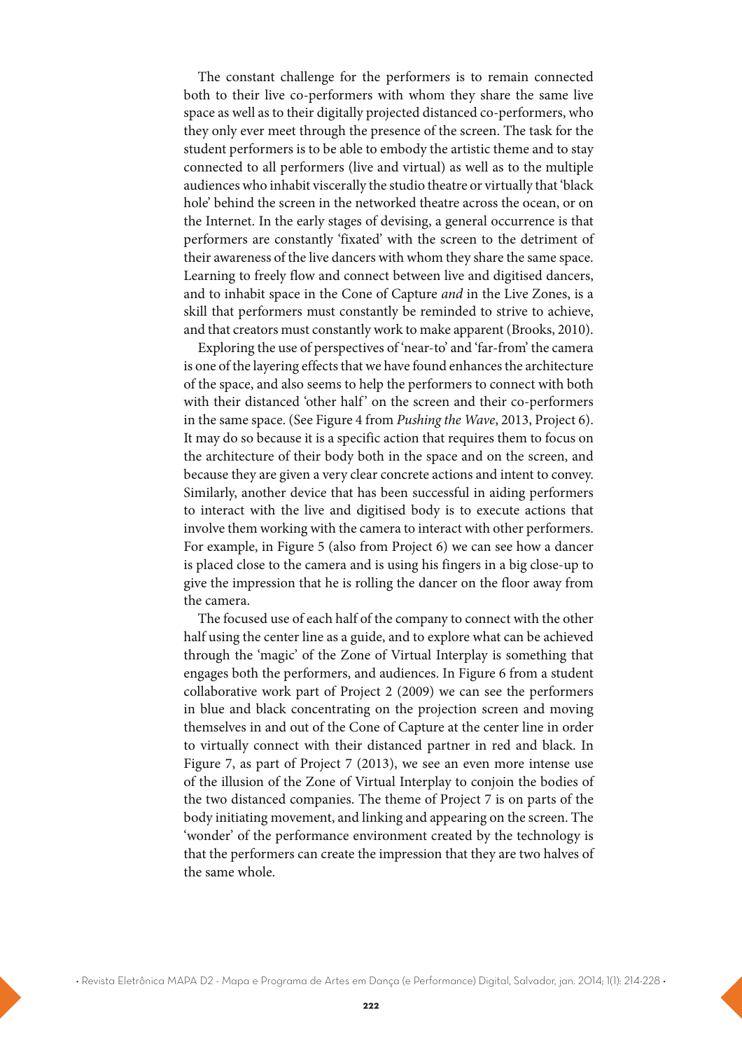The constant challenge for the performers is to remain connected both to their live co-performers with whom they share the same live space as well as to their digitally projected distanced co-performers, who they only ever meet through the presence of the screen. The task for the student performers is to be able to embody the artistic theme and to stay connected to all performers (live and virtual) as well as to the multiple audiences who inhabit viscerally the studio theatre or virtually that 'black hole' behind the screen in the networked theatre across the ocean, or on the Internet. In the early stages of devising, a general occurrence is that performers are constantly 'fixated' with the screen to the detriment of their awareness of the live dancers with whom they share the same space. Learning to freely flow and connect between live and digitised dancers, and to inhabit space in the Cone of Capture *and* in the Live Zones, is a skill that performers must constantly be reminded to strive to achieve, and that creators must constantly work to make apparent (Brooks, 2010).

Exploring the use of perspectives of 'near-to' and 'far-from' the camera is one of the layering effects that we have found enhances the architecture of the space, and also seems to help the performers to connect with both with their distanced 'other half' on the screen and their co-performers in the same space. (See Figure 4 from *Pushing the Wave*, 2013, Project 6). It may do so because it is a specific action that requires them to focus on the architecture of their body both in the space and on the screen, and because they are given a very clear concrete actions and intent to convey. Similarly, another device that has been successful in aiding performers to interact with the live and digitised body is to execute actions that involve them working with the camera to interact with other performers. For example, in Figure 5 (also from Project 6) we can see how a dancer is placed close to the camera and is using his fingers in a big close-up to give the impression that he is rolling the dancer on the floor away from the camera.

The focused use of each half of the company to connect with the other half using the center line as a guide, and to explore what can be achieved through the 'magic' of the Zone of Virtual Interplay is something that engages both the performers, and audiences. In Figure 6 from a student collaborative work part of Project 2 (2009) we can see the performers in blue and black concentrating on the projection screen and moving themselves in and out of the Cone of Capture at the center line in order to virtually connect with their distanced partner in red and black. In Figure 7, as part of Project 7 (2013), we see an even more intense use of the illusion of the Zone of Virtual Interplay to conjoin the bodies of the two distanced companies. The theme of Project 7 is on parts of the body initiating movement, and linking and appearing on the screen. The 'wonder' of the performance environment created by the technology is that the performers can create the impression that they are two halves of the same whole.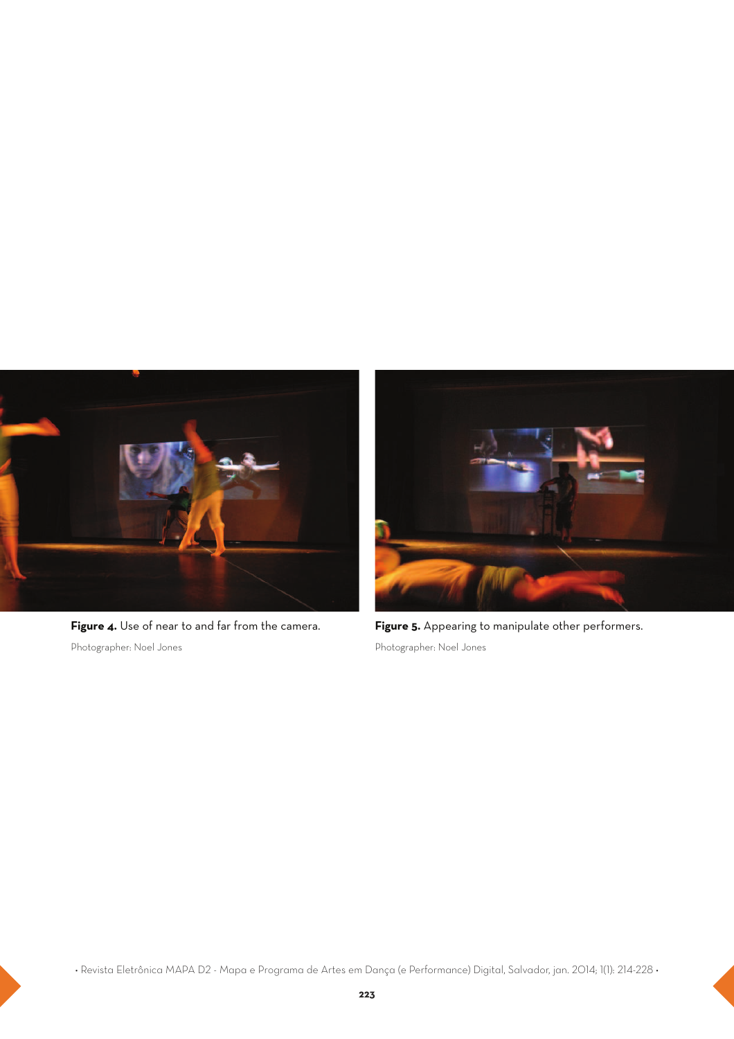**Figure 4.** Use of near to and far from the camera.

Photographer: Noel Jones

**Figure 5.** Appearing to manipulate other performers.

Photographer: Noel Jones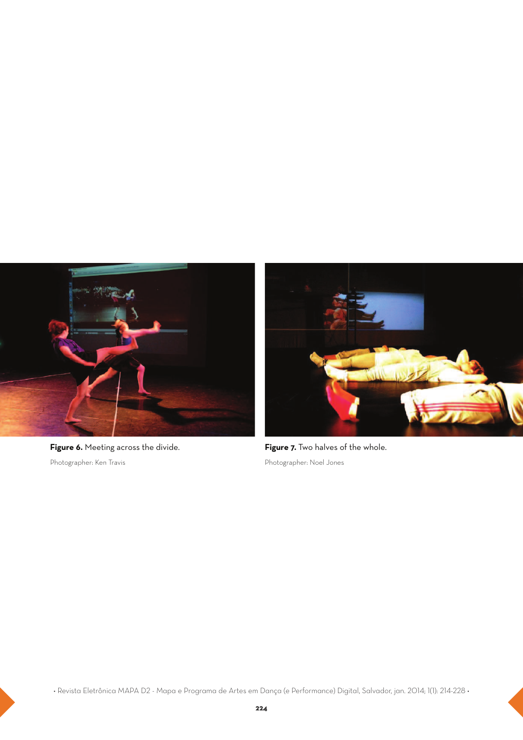**Figure 6.** Meeting across the divide.

Photographer: Ken Travis

**Figure 7.** Two halves of the whole.

Photographer: Noel Jones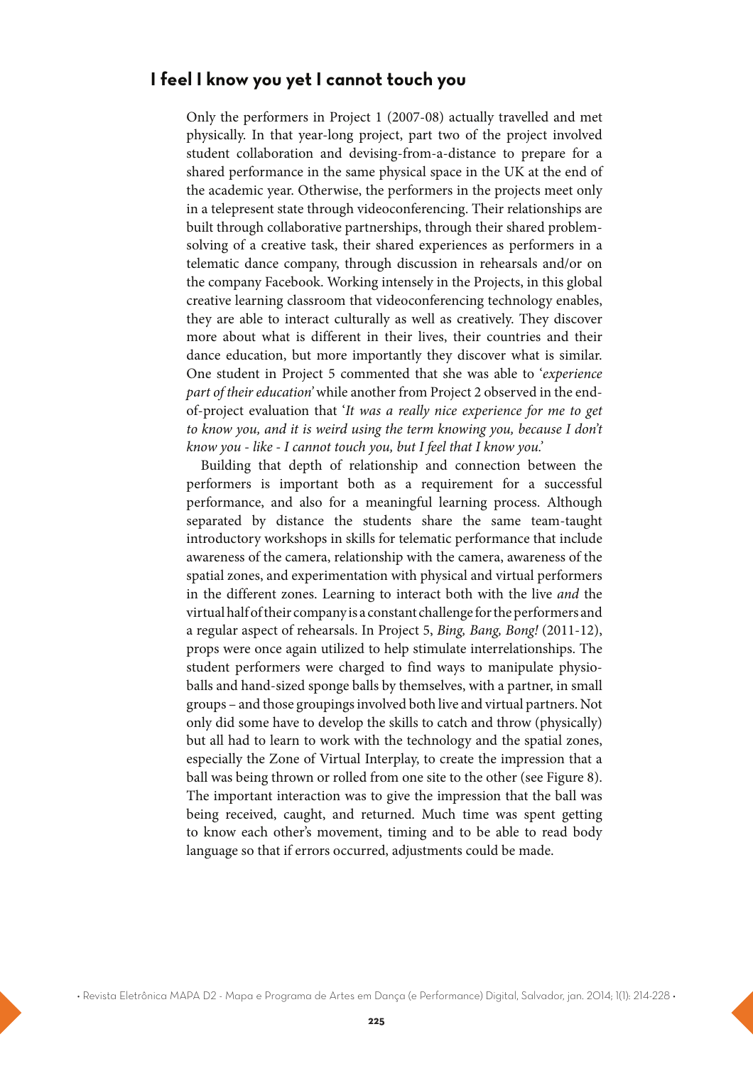## I feel I know you yet I cannot touch you

Only the performers in Project 1 (2007-08) actually travelled and met physically. In that year-long project, part two of the project involved student collaboration and devising-from-a-distance to prepare for a shared performance in the same physical space in the UK at the end of the academic year. Otherwise, the performers in the projects meet only in a telepresent state through videoconferencing. Their relationships are built through collaborative partnerships, through their shared problem-solving of a creative task, their shared experiences as performers in a telematic dance company, through discussion in rehearsals and/or on the company Facebook. Working intensely in the Projects, in this global creative learning classroom that videoconferencing technology enables, they are able to interact culturally as well as creatively. They discover more about what is different in their lives, their countries and their dance education, but more importantly they discover what is similar. One student in Project 5 commented that she was able to '*experience part of their education*' while another from Project 2 observed in the end-of-project evaluation that '*It was a really nice experience for me to get to know you, and it is weird using the term knowing you, because I don't know you - like - I cannot touch you, but I feel that I know you.*'

Building that depth of relationship and connection between the performers is important both as a requirement for a successful performance, and also for a meaningful learning process. Although separated by distance the students share the same team-taught introductory workshops in skills for telematic performance that include awareness of the camera, relationship with the camera, awareness of the spatial zones, and experimentation with physical and virtual performers in the different zones. Learning to interact both with the live *and* the virtual half of their company is a constant challenge for the performers and a regular aspect of rehearsals. In Project 5, *Bing, Bang, Bong!* (2011-12), props were once again utilized to help stimulate interrelationships. The student performers were charged to find ways to manipulate physio-balls and hand-sized sponge balls by themselves, with a partner, in small groups – and those groupings involved both live and virtual partners. Not only did some have to develop the skills to catch and throw (physically) but all had to learn to work with the technology and the spatial zones, especially the Zone of Virtual Interplay, to create the impression that a ball was being thrown or rolled from one site to the other (see Figure 8). The important interaction was to give the impression that the ball was being received, caught, and returned. Much time was spent getting to know each other's movement, timing and to be able to read body language so that if errors occurred, adjustments could be made.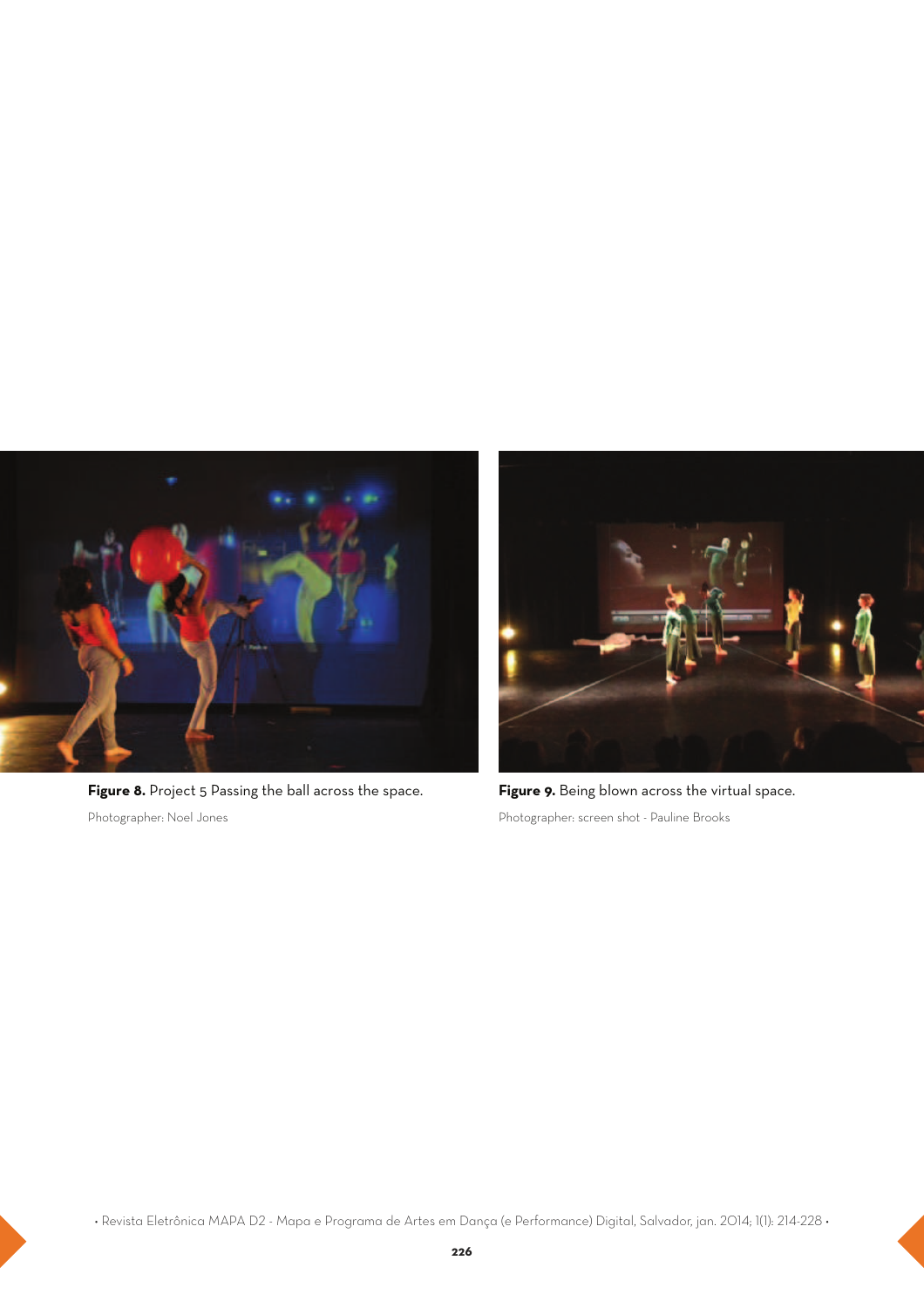**Figure 8.** Project 5 Passing the ball across the space.

Photographer: Noel Jones

**Figure 9.** Being blown across the virtual space.

Photographer: screen shot - Pauline Brooks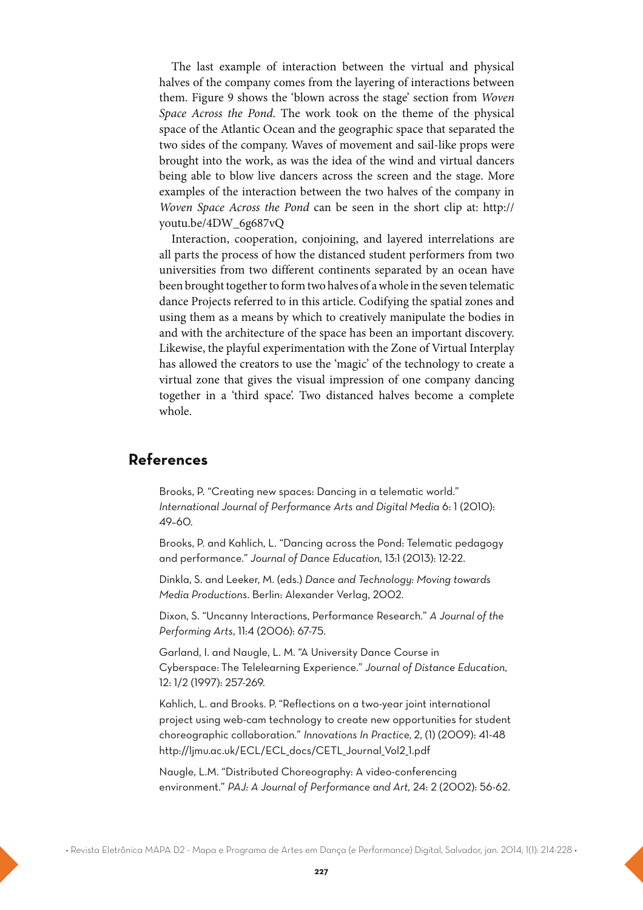The last example of interaction between the virtual and physical halves of the company comes from the layering of interactions between them. Figure 9 shows the 'blown across the stage' section from *Woven Space Across the Pond*. The work took on the theme of the physical space of the Atlantic Ocean and the geographic space that separated the two sides of the company. Waves of movement and sail-like props were brought into the work, as was the idea of the wind and virtual dancers being able to blow live dancers across the screen and the stage. More examples of the interaction between the two halves of the company in *Woven Space Across the Pond* can be seen in the short clip at: http://youtu.be/4DW_6g687vQ

Interaction, cooperation, conjoining, and layered interrelations are all parts the process of how the distanced student performers from two universities from two different continents separated by an ocean have been brought together to form two halves of a whole in the seven telematic dance Projects referred to in this article. Codifying the spatial zones and using them as a means by which to creatively manipulate the bodies in and with the architecture of the space has been an important discovery. Likewise, the playful experimentation with the Zone of Virtual Interplay has allowed the creators to use the 'magic' of the technology to create a virtual zone that gives the visual impression of one company dancing together in a 'third space'. Two distanced halves become a complete whole.

## References

Brooks, P. "Creating new spaces: Dancing in a telematic world." *International Journal of Performance Arts and Digital Media* 6: 1 (2010): 49–60.

Brooks, P. and Kahlich, L. "Dancing across the Pond: Telematic pedagogy and performance." *Journal of Dance Education*, 13:1 (2013): 12-22.

Dinkla, S. and Leeker, M. (eds.) *Dance and Technology: Moving towards Media Productions*. Berlin: Alexander Verlag, 2002.

Dixon, S. "Uncanny Interactions, Performance Research." *A Journal of the Performing Arts*, 11:4 (2006): 67-75.

Garland, I. and Naugle, L. M. "A University Dance Course in Cyberspace: The Telelearning Experience." *Journal of Distance Education*, 12: 1/2 (1997): 257-269.

Kahlich, L. and Brooks. P. "Reflections on a two-year joint international project using web-cam technology to create new opportunities for student choreographic collaboration." *Innovations In Practice*, 2, (1) (2009): 41-48 http://ljmu.ac.uk/ECL/ECL_docs/CETL_Journal_Vol2_1.pdf

Naugle, L.M. "Distributed Choreography: A video-conferencing environment." *PAJ: A Journal of Performance and Art*, 24: 2 (2002): 56-62.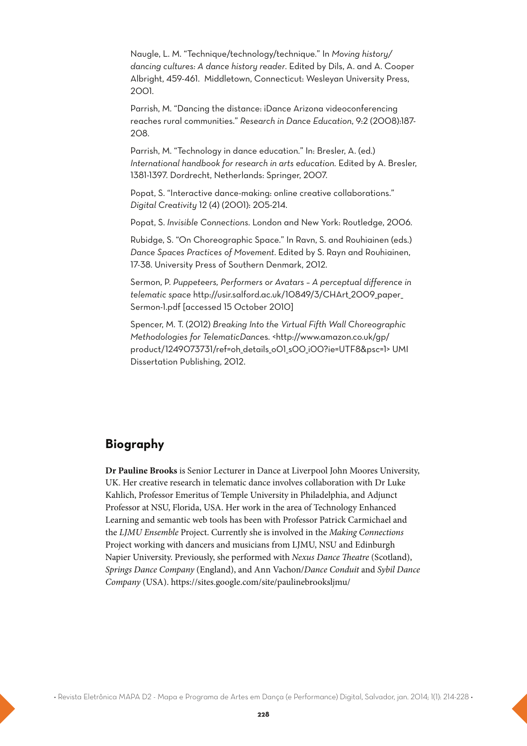Naugle, L. M. "Technique/technology/technique." In *Moving history/ dancing cultures: A dance history reader*. Edited by Dils, A. and A. Cooper Albright, 459-461. Middletown, Connecticut: Wesleyan University Press, 2001.

Parrish, M. "Dancing the distance: iDance Arizona videoconferencing reaches rural communities." *Research in Dance Education*, 9:2 (2008):187-208.

Parrish, M. "Technology in dance education." In: Bresler, A. (ed.) *International handbook for research in arts education.* Edited by A. Bresler, 1381-1397. Dordrecht, Netherlands: Springer, 2007.

Popat, S. "Interactive dance-making: online creative collaborations." *Digital Creativity* 12 (4) (2001): 205-214.

Popat, S. *Invisible Connections*. London and New York: Routledge, 2006.

Rubidge, S. "On Choreographic Space." In Ravn, S. and Rouhiainen (eds.) *Dance Spaces Practices of Movement*. Edited by S. Rayn and Rouhiainen, 17-38. University Press of Southern Denmark, 2012.

Sermon, P. *Puppeteers, Performers or Avatars – A perceptual difference in telematic space* http://usir.salford.ac.uk/10849/3/CHArt_2009_paper_Sermon-1.pdf [accessed 15 October 2010]

Spencer, M. T. (2012) *Breaking Into the Virtual Fifth Wall Choreographic Methodologies for TelematicDances*. <http://www.amazon.co.uk/gp/product/1249073731/ref=oh_details_o01_s00_i00?ie=UTF8&psc=1> UMI Dissertation Publishing, 2012.

## Biography

**Dr Pauline Brooks** is Senior Lecturer in Dance at Liverpool John Moores University, UK. Her creative research in telematic dance involves collaboration with Dr Luke Kahlich, Professor Emeritus of Temple University in Philadelphia, and Adjunct Professor at NSU, Florida, USA. Her work in the area of Technology Enhanced Learning and semantic web tools has been with Professor Patrick Carmichael and the *LJMU Ensemble* Project. Currently she is involved in the *Making Connections* Project working with dancers and musicians from LJMU, NSU and Edinburgh Napier University. Previously, she performed with *Nexus Dance Theatre* (Scotland), *Springs Dance Company* (England), and Ann Vachon/*Dance Conduit* and *Sybil Dance Company* (USA). https://sites.google.com/site/paulinebrooksljmu/